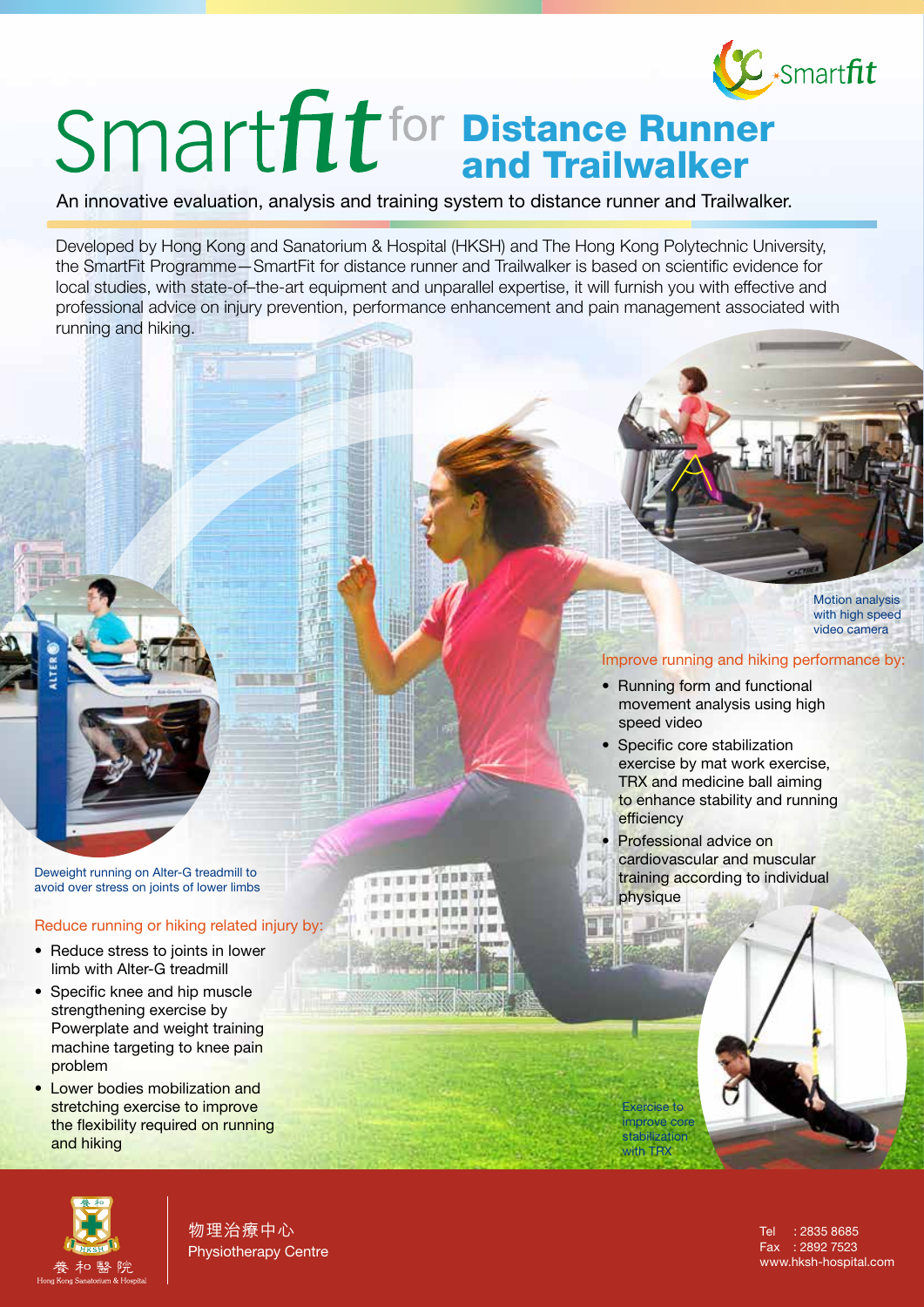Smartfit

# Smartfit for Distance Runner and Trailwalker

An innovative evaluation, analysis and training system to distance runner and Trailwalker.

Developed by Hong Kong and Sanatorium & Hospital (HKSH) and The Hong Kong Polytechnic University, the SmartFit Programme—SmartFit for distance runner and Trailwalker is based on scientific evidence for local studies, with state-of–the-art equipment and unparallel expertise, it will furnish you with effective and professional advice on injury prevention, performance enhancement and pain management associated with running and hiking.

Motion analysis with high speed video camera

## Improve running and hiking performance by:

- Running form and functional movement analysis using high speed video
- Specific core stabilization exercise by mat work exercise, TRX and medicine ball aiming to enhance stability and running efficiency
- Professional advice on cardiovascular and muscular training according to individual physique

Deweight running on Alter-G treadmill to avoid over stress on joints of lower limbs

## Reduce running or hiking related injury by:

- Reduce stress to joints in lower limb with Alter-G treadmill
- Specific knee and hip muscle strengthening exercise by Powerplate and weight training machine targeting to knee pain problem
- Lower bodies mobilization and stretching exercise to improve the flexibility required on running and hiking

Exercise to improve core stabilization with TRX

養和醫院
Hong Kong Sanatorium & Hospital

物理治療中心
Physiotherapy Centre

Tel : 2835 8685
Fax : 2892 7523
www.hksh-hospital.com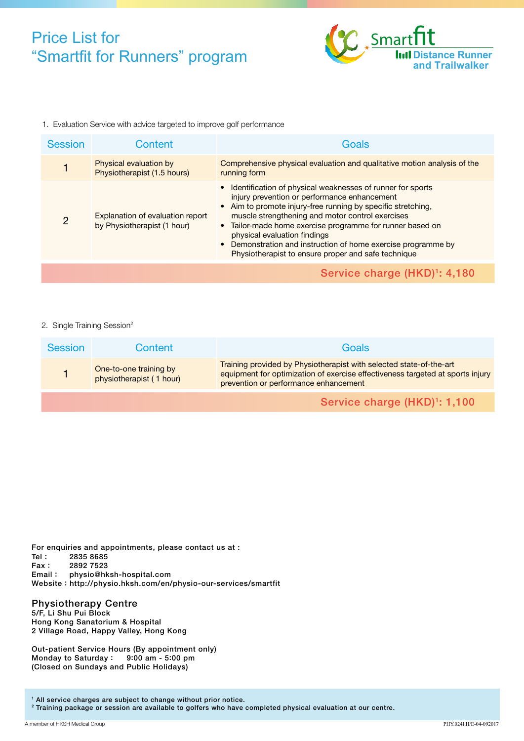# Price List for "Smartfit for Runners" program

Smartfit Distance Runner and Trailwalker

1. Evaluation Service with advice targeted to improve golf performance

| Session | Content | Goals |
|---|---|---|
| 1 | Physical evaluation by Physiotherapist (1.5 hours) | Comprehensive physical evaluation and qualitative motion analysis of the running form |
| 2 | Explanation of evaluation report by Physiotherapist (1 hour) | • Identification of physical weaknesses of runner for sports injury prevention or performance enhancement<br>• Aim to promote injury-free running by specific stretching, muscle strengthening and motor control exercises<br>• Tailor-made home exercise programme for runner based on physical evaluation findings<br>• Demonstration and instruction of home exercise programme by Physiotherapist to ensure proper and safe technique |

**Service charge (HKD)[1]: 4,180**

2. Single Training Session[2]

| Session | Content | Goals |
|---|---|---|
| 1 | One-to-one training by physiotherapist ( 1 hour) | Training provided by Physiotherapist with selected state-of-the-art equipment for optimization of exercise effectiveness targeted at sports injury prevention or performance enhancement |

**Service charge (HKD)[1]: 1,100**

For enquiries and appointments, please contact us at :
Tel : 2835 8685
Fax : 2892 7523
Email : physio@hksh-hospital.com
Website : http://physio.hksh.com/en/physio-our-services/smartfit

## Physiotherapy Centre

5/F, Li Shu Pui Block
Hong Kong Sanatorium & Hospital
2 Village Road, Happy Valley, Hong Kong

Out-patient Service Hours (By appointment only)
Monday to Saturday : 9:00 am - 5:00 pm
(Closed on Sundays and Public Holidays)

[1] All service charges are subject to change without prior notice.
[2] Training package or session are available to golfers who have completed physical evaluation at our centre.

A member of HKSH Medical Group

PHY.024I.H/E-04-092017